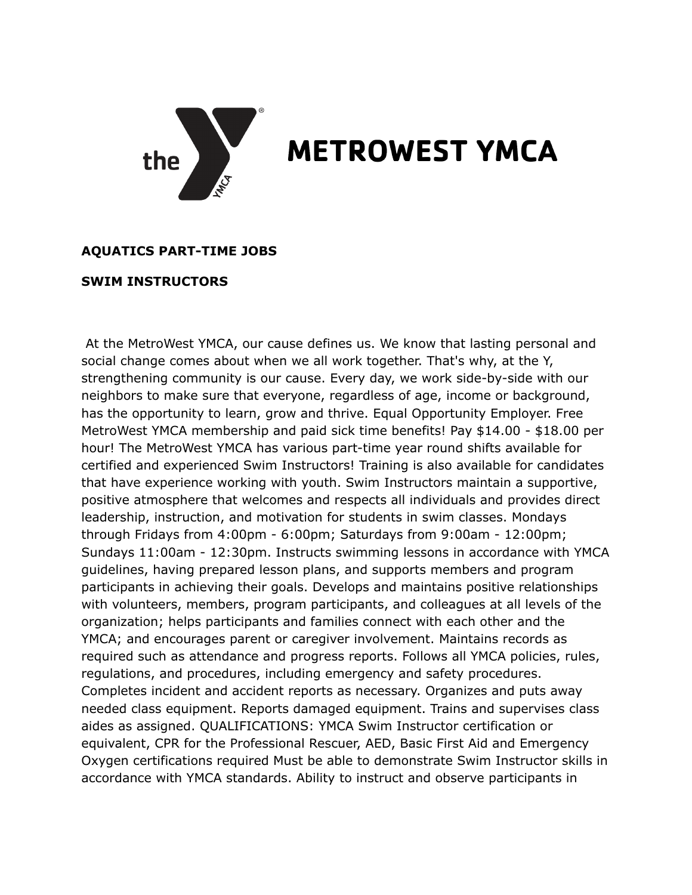# METROWEST YMCA

**AQUATICS PART-TIME JOBS**

**SWIM INSTRUCTORS**

At the MetroWest YMCA, our cause defines us. We know that lasting personal and social change comes about when we all work together. That's why, at the Y, strengthening community is our cause. Every day, we work side-by-side with our neighbors to make sure that everyone, regardless of age, income or background, has the opportunity to learn, grow and thrive. Equal Opportunity Employer. Free MetroWest YMCA membership and paid sick time benefits! Pay $14.00 - $18.00 per hour! The MetroWest YMCA has various part-time year round shifts available for certified and experienced Swim Instructors! Training is also available for candidates that have experience working with youth. Swim Instructors maintain a supportive, positive atmosphere that welcomes and respects all individuals and provides direct leadership, instruction, and motivation for students in swim classes. Mondays through Fridays from 4:00pm - 6:00pm; Saturdays from 9:00am - 12:00pm; Sundays 11:00am - 12:30pm. Instructs swimming lessons in accordance with YMCA guidelines, having prepared lesson plans, and supports members and program participants in achieving their goals. Develops and maintains positive relationships with volunteers, members, program participants, and colleagues at all levels of the organization; helps participants and families connect with each other and the YMCA; and encourages parent or caregiver involvement. Maintains records as required such as attendance and progress reports. Follows all YMCA policies, rules, regulations, and procedures, including emergency and safety procedures. Completes incident and accident reports as necessary. Organizes and puts away needed class equipment. Reports damaged equipment. Trains and supervises class aides as assigned. QUALIFICATIONS: YMCA Swim Instructor certification or equivalent, CPR for the Professional Rescuer, AED, Basic First Aid and Emergency Oxygen certifications required Must be able to demonstrate Swim Instructor skills in accordance with YMCA standards. Ability to instruct and observe participants in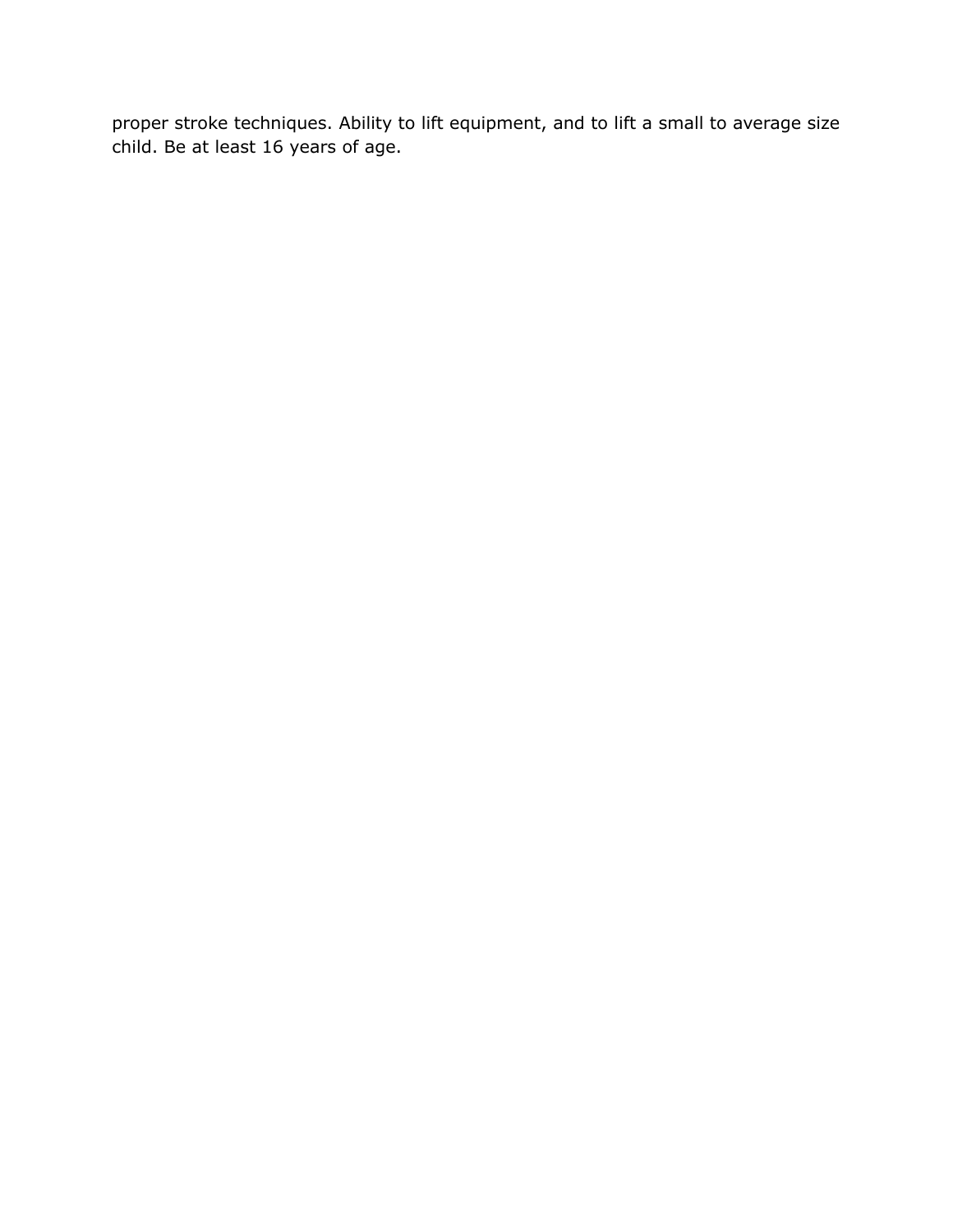proper stroke techniques. Ability to lift equipment, and to lift a small to average size child. Be at least 16 years of age.